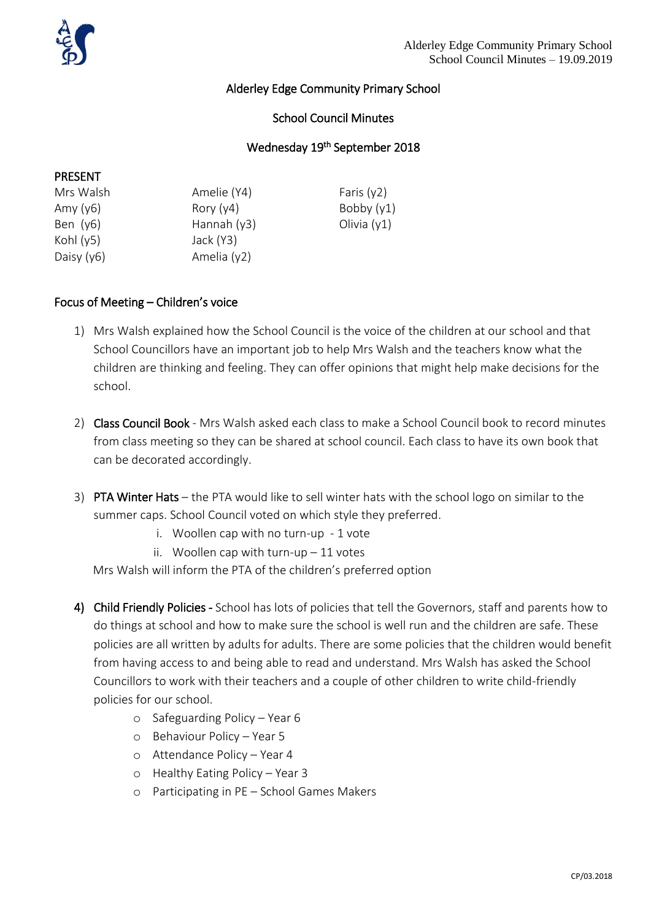# Alderley Edge Community Primary School

## School Council Minutes

### Wednesday 19th September 2018

**PRESENT**

| | | |
|---|---|---|
| Mrs Walsh | Amelie (Y4) | Faris (y2) |
| Amy (y6) | Rory (y4) | Bobby (y1) |
| Ben (y6) | Hannah (y3) | Olivia (y1) |
| Kohl (y5) | Jack (Y3) | |
| Daisy (y6) | Amelia (y2) | |

## Focus of Meeting – Children's voice

1) Mrs Walsh explained how the School Council is the voice of the children at our school and that School Councillors have an important job to help Mrs Walsh and the teachers know what the children are thinking and feeling. They can offer opinions that might help make decisions for the school.

2) **Class Council Book** - Mrs Walsh asked each class to make a School Council book to record minutes from class meeting so they can be shared at school council. Each class to have its own book that can be decorated accordingly.

3) **PTA Winter Hats** – the PTA would like to sell winter hats with the school logo on similar to the summer caps. School Council voted on which style they preferred.
   i. Woollen cap with no turn-up - 1 vote
   ii. Woollen cap with turn-up – 11 votes

   Mrs Walsh will inform the PTA of the children's preferred option

4) **Child Friendly Policies -** School has lots of policies that tell the Governors, staff and parents how to do things at school and how to make sure the school is well run and the children are safe. These policies are all written by adults for adults. There are some policies that the children would benefit from having access to and being able to read and understand. Mrs Walsh has asked the School Councillors to work with their teachers and a couple of other children to write child-friendly policies for our school.
   - Safeguarding Policy – Year 6
   - Behaviour Policy – Year 5
   - Attendance Policy – Year 4
   - Healthy Eating Policy – Year 3
   - Participating in PE – School Games Makers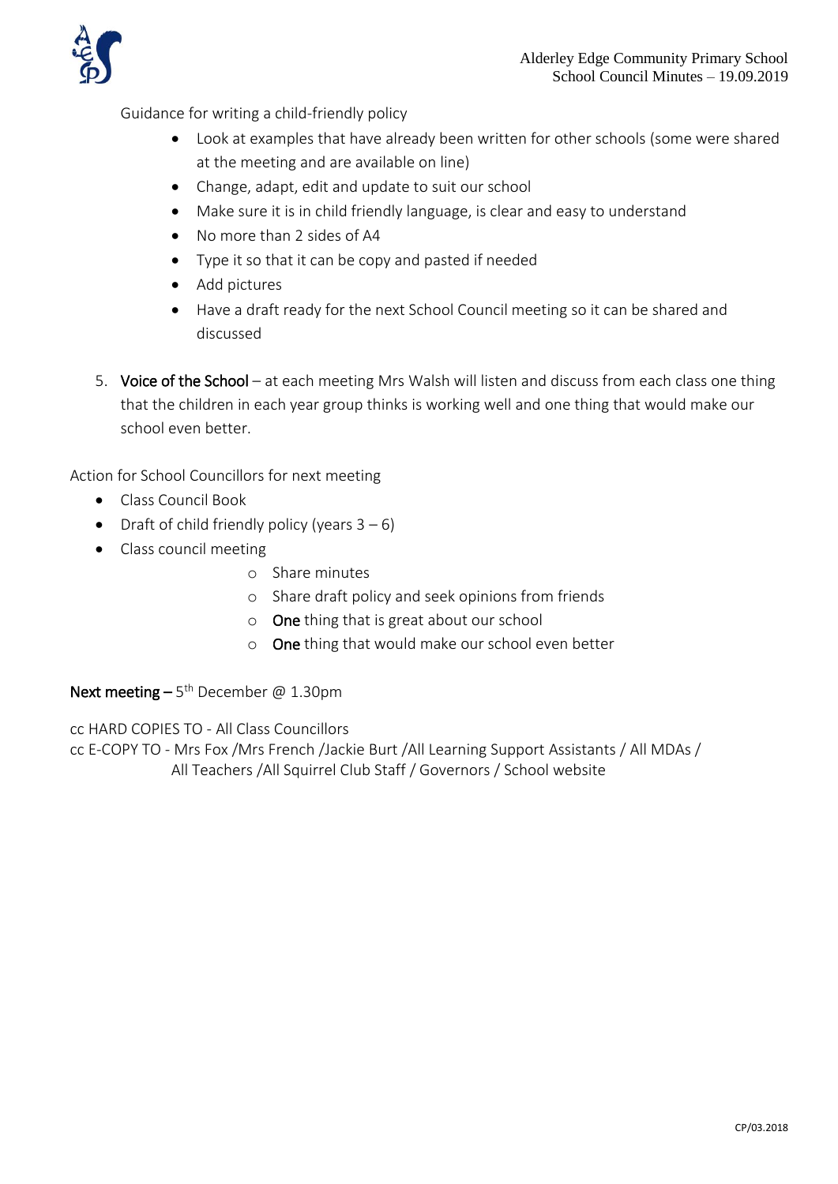Guidance for writing a child-friendly policy

- Look at examples that have already been written for other schools (some were shared at the meeting and are available on line)
- Change, adapt, edit and update to suit our school
- Make sure it is in child friendly language, is clear and easy to understand
- No more than 2 sides of A4
- Type it so that it can be copy and pasted if needed
- Add pictures
- Have a draft ready for the next School Council meeting so it can be shared and discussed

5. **Voice of the School** – at each meeting Mrs Walsh will listen and discuss from each class one thing that the children in each year group thinks is working well and one thing that would make our school even better.

Action for School Councillors for next meeting

- Class Council Book
- Draft of child friendly policy (years 3 – 6)
- Class council meeting
    - Share minutes
    - Share draft policy and seek opinions from friends
    - **One** thing that is great about our school
    - **One** thing that would make our school even better

**Next meeting –** 5th December @ 1.30pm

cc HARD COPIES TO - All Class Councillors
cc E-COPY TO - Mrs Fox /Mrs French /Jackie Burt /All Learning Support Assistants / All MDAs / All Teachers /All Squirrel Club Staff / Governors / School website

CP/03.2018